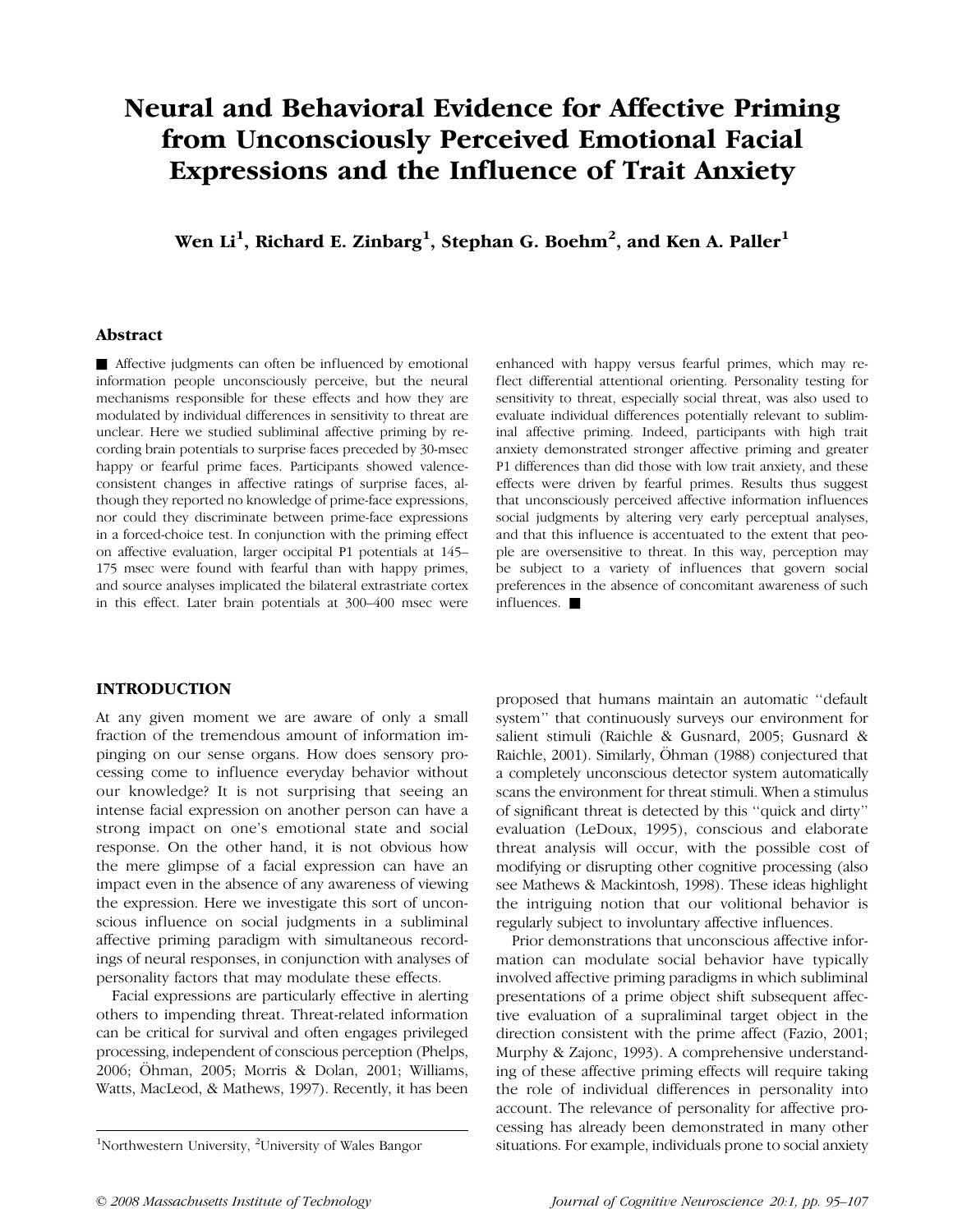# Neural and Behavioral Evidence for Affective Priming from Unconsciously Perceived Emotional Facial Expressions and the Influence of Trait Anxiety

**Wen Li[1], Richard E. Zinbarg[1], Stephan G. Boehm[2], and Ken A. Paller[1]**

## Abstract

■ Affective judgments can often be influenced by emotional information people unconsciously perceive, but the neural mechanisms responsible for these effects and how they are modulated by individual differences in sensitivity to threat are unclear. Here we studied subliminal affective priming by recording brain potentials to surprise faces preceded by 30-msec happy or fearful prime faces. Participants showed valence-consistent changes in affective ratings of surprise faces, although they reported no knowledge of prime-face expressions, nor could they discriminate between prime-face expressions in a forced-choice test. In conjunction with the priming effect on affective evaluation, larger occipital P1 potentials at 145–175 msec were found with fearful than with happy primes, and source analyses implicated the bilateral extrastriate cortex in this effect. Later brain potentials at 300–400 msec were enhanced with happy versus fearful primes, which may reflect differential attentional orienting. Personality testing for sensitivity to threat, especially social threat, was also used to evaluate individual differences potentially relevant to subliminal affective priming. Indeed, participants with high trait anxiety demonstrated stronger affective priming and greater P1 differences than did those with low trait anxiety, and these effects were driven by fearful primes. Results thus suggest that unconsciously perceived affective information influences social judgments by altering very early perceptual analyses, and that this influence is accentuated to the extent that people are oversensitive to threat. In this way, perception may be subject to a variety of influences that govern social preferences in the absence of concomitant awareness of such influences. ■

## INTRODUCTION

At any given moment we are aware of only a small fraction of the tremendous amount of information impinging on our sense organs. How does sensory processing come to influence everyday behavior without our knowledge? It is not surprising that seeing an intense facial expression on another person can have a strong impact on one's emotional state and social response. On the other hand, it is not obvious how the mere glimpse of a facial expression can have an impact even in the absence of any awareness of viewing the expression. Here we investigate this sort of unconscious influence on social judgments in a subliminal affective priming paradigm with simultaneous recordings of neural responses, in conjunction with analyses of personality factors that may modulate these effects.

Facial expressions are particularly effective in alerting others to impending threat. Threat-related information can be critical for survival and often engages privileged processing, independent of conscious perception (Phelps, 2006; Öhman, 2005; Morris & Dolan, 2001; Williams, Watts, MacLeod, & Mathews, 1997). Recently, it has been proposed that humans maintain an automatic "default system" that continuously surveys our environment for salient stimuli (Raichle & Gusnard, 2005; Gusnard & Raichle, 2001). Similarly, Öhman (1988) conjectured that a completely unconscious detector system automatically scans the environment for threat stimuli. When a stimulus of significant threat is detected by this "quick and dirty" evaluation (LeDoux, 1995), conscious and elaborate threat analysis will occur, with the possible cost of modifying or disrupting other cognitive processing (also see Mathews & Mackintosh, 1998). These ideas highlight the intriguing notion that our volitional behavior is regularly subject to involuntary affective influences.

Prior demonstrations that unconscious affective information can modulate social behavior have typically involved affective priming paradigms in which subliminal presentations of a prime object shift subsequent affective evaluation of a supraliminal target object in the direction consistent with the prime affect (Fazio, 2001; Murphy & Zajonc, 1993). A comprehensive understanding of these affective priming effects will require taking the role of individual differences in personality into account. The relevance of personality for affective processing has already been demonstrated in many other situations. For example, individuals prone to social anxiety

[1]Northwestern University, [2]University of Wales Bangor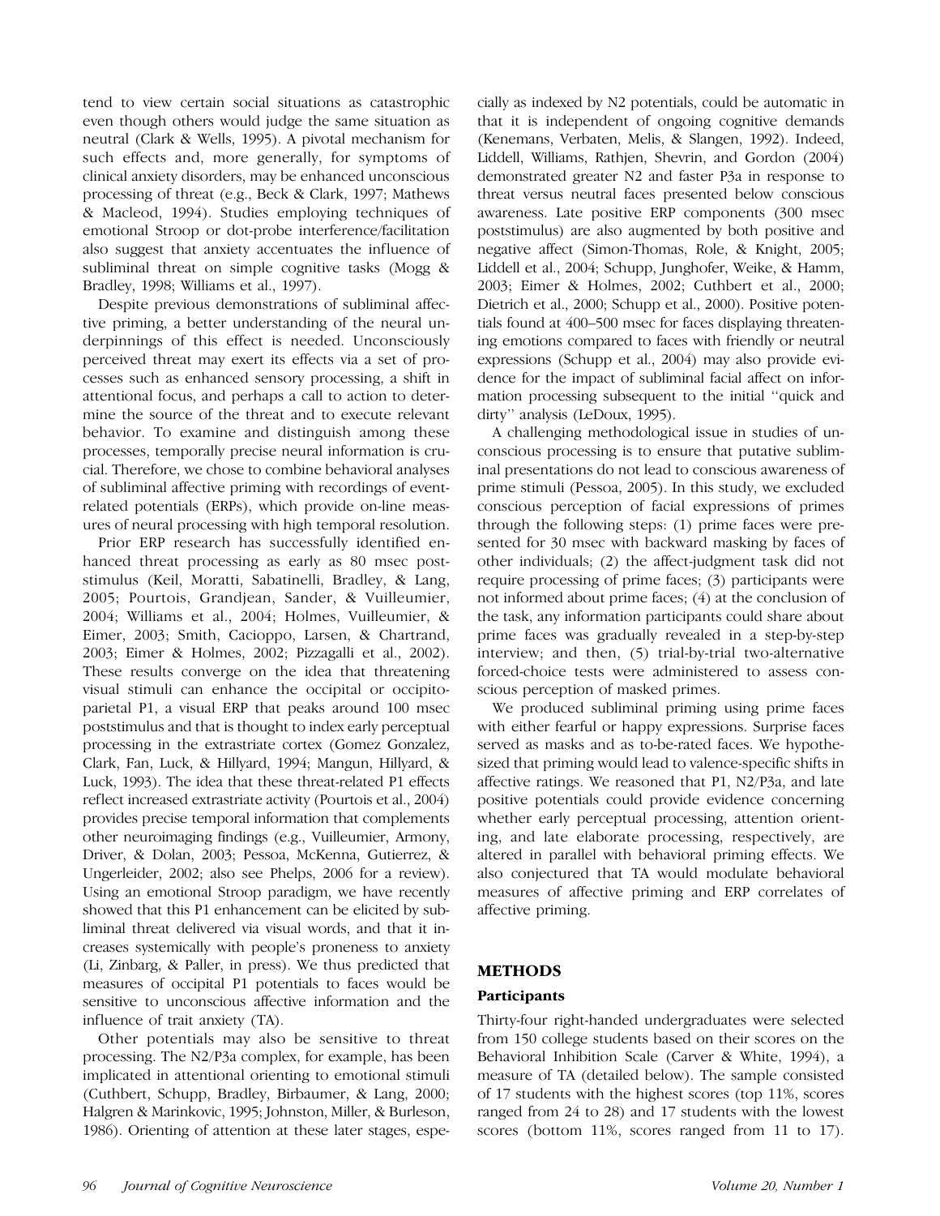tend to view certain social situations as catastrophic even though others would judge the same situation as neutral (Clark & Wells, 1995). A pivotal mechanism for such effects and, more generally, for symptoms of clinical anxiety disorders, may be enhanced unconscious processing of threat (e.g., Beck & Clark, 1997; Mathews & Macleod, 1994). Studies employing techniques of emotional Stroop or dot-probe interference/facilitation also suggest that anxiety accentuates the influence of subliminal threat on simple cognitive tasks (Mogg & Bradley, 1998; Williams et al., 1997).

Despite previous demonstrations of subliminal affective priming, a better understanding of the neural underpinnings of this effect is needed. Unconsciously perceived threat may exert its effects via a set of processes such as enhanced sensory processing, a shift in attentional focus, and perhaps a call to action to determine the source of the threat and to execute relevant behavior. To examine and distinguish among these processes, temporally precise neural information is crucial. Therefore, we chose to combine behavioral analyses of subliminal affective priming with recordings of event-related potentials (ERPs), which provide on-line measures of neural processing with high temporal resolution.

Prior ERP research has successfully identified enhanced threat processing as early as 80 msec poststimulus (Keil, Moratti, Sabatinelli, Bradley, & Lang, 2005; Pourtois, Grandjean, Sander, & Vuilleumier, 2004; Williams et al., 2004; Holmes, Vuilleumier, & Eimer, 2003; Smith, Cacioppo, Larsen, & Chartrand, 2003; Eimer & Holmes, 2002; Pizzagalli et al., 2002). These results converge on the idea that threatening visual stimuli can enhance the occipital or occipito-parietal P1, a visual ERP that peaks around 100 msec poststimulus and that is thought to index early perceptual processing in the extrastriate cortex (Gomez Gonzalez, Clark, Fan, Luck, & Hillyard, 1994; Mangun, Hillyard, & Luck, 1993). The idea that these threat-related P1 effects reflect increased extrastriate activity (Pourtois et al., 2004) provides precise temporal information that complements other neuroimaging findings (e.g., Vuilleumier, Armony, Driver, & Dolan, 2003; Pessoa, McKenna, Gutierrez, & Ungerleider, 2002; also see Phelps, 2006 for a review). Using an emotional Stroop paradigm, we have recently showed that this P1 enhancement can be elicited by subliminal threat delivered via visual words, and that it increases systemically with people's proneness to anxiety (Li, Zinbarg, & Paller, in press). We thus predicted that measures of occipital P1 potentials to faces would be sensitive to unconscious affective information and the influence of trait anxiety (TA).

Other potentials may also be sensitive to threat processing. The N2/P3a complex, for example, has been implicated in attentional orienting to emotional stimuli (Cuthbert, Schupp, Bradley, Birbaumer, & Lang, 2000; Halgren & Marinkovic, 1995; Johnston, Miller, & Burleson, 1986). Orienting of attention at these later stages, especially as indexed by N2 potentials, could be automatic in that it is independent of ongoing cognitive demands (Kenemans, Verbaten, Melis, & Slangen, 1992). Indeed, Liddell, Williams, Rathjen, Shevrin, and Gordon (2004) demonstrated greater N2 and faster P3a in response to threat versus neutral faces presented below conscious awareness. Late positive ERP components (300 msec poststimulus) are also augmented by both positive and negative affect (Simon-Thomas, Role, & Knight, 2005; Liddell et al., 2004; Schupp, Junghofer, Weike, & Hamm, 2003; Eimer & Holmes, 2002; Cuthbert et al., 2000; Dietrich et al., 2000; Schupp et al., 2000). Positive potentials found at 400–500 msec for faces displaying threatening emotions compared to faces with friendly or neutral expressions (Schupp et al., 2004) may also provide evidence for the impact of subliminal facial affect on information processing subsequent to the initial "quick and dirty" analysis (LeDoux, 1995).

A challenging methodological issue in studies of unconscious processing is to ensure that putative subliminal presentations do not lead to conscious awareness of prime stimuli (Pessoa, 2005). In this study, we excluded conscious perception of facial expressions of primes through the following steps: (1) prime faces were presented for 30 msec with backward masking by faces of other individuals; (2) the affect-judgment task did not require processing of prime faces; (3) participants were not informed about prime faces; (4) at the conclusion of the task, any information participants could share about prime faces was gradually revealed in a step-by-step interview; and then, (5) trial-by-trial two-alternative forced-choice tests were administered to assess conscious perception of masked primes.

We produced subliminal priming using prime faces with either fearful or happy expressions. Surprise faces served as masks and as to-be-rated faces. We hypothesized that priming would lead to valence-specific shifts in affective ratings. We reasoned that P1, N2/P3a, and late positive potentials could provide evidence concerning whether early perceptual processing, attention orienting, and late elaborate processing, respectively, are altered in parallel with behavioral priming effects. We also conjectured that TA would modulate behavioral measures of affective priming and ERP correlates of affective priming.

## METHODS

### Participants

Thirty-four right-handed undergraduates were selected from 150 college students based on their scores on the Behavioral Inhibition Scale (Carver & White, 1994), a measure of TA (detailed below). The sample consisted of 17 students with the highest scores (top 11%, scores ranged from 24 to 28) and 17 students with the lowest scores (bottom 11%, scores ranged from 11 to 17).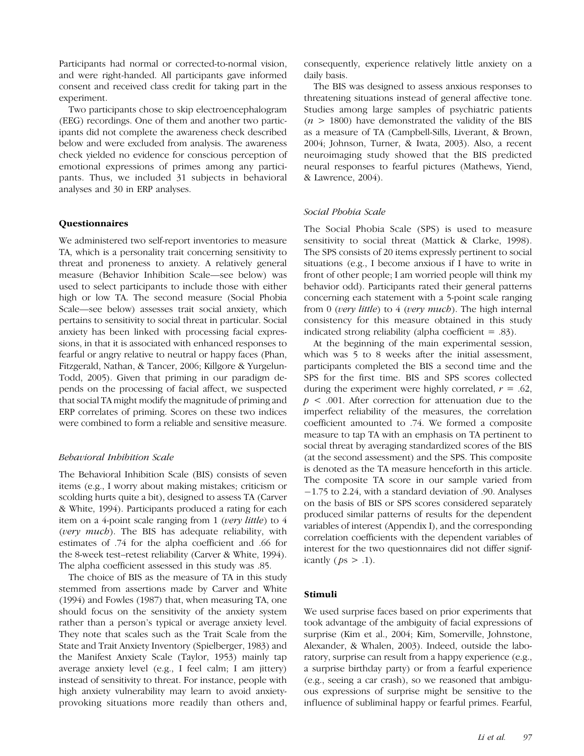Participants had normal or corrected-to-normal vision, and were right-handed. All participants gave informed consent and received class credit for taking part in the experiment.

Two participants chose to skip electroencephalogram (EEG) recordings. One of them and another two participants did not complete the awareness check described below and were excluded from analysis. The awareness check yielded no evidence for conscious perception of emotional expressions of primes among any participants. Thus, we included 31 subjects in behavioral analyses and 30 in ERP analyses.

### Questionnaires

We administered two self-report inventories to measure TA, which is a personality trait concerning sensitivity to threat and proneness to anxiety. A relatively general measure (Behavior Inhibition Scale—see below) was used to select participants to include those with either high or low TA. The second measure (Social Phobia Scale—see below) assesses trait social anxiety, which pertains to sensitivity to social threat in particular. Social anxiety has been linked with processing facial expressions, in that it is associated with enhanced responses to fearful or angry relative to neutral or happy faces (Phan, Fitzgerald, Nathan, & Tancer, 2006; Killgore & Yurgelun-Todd, 2005). Given that priming in our paradigm depends on the processing of facial affect, we suspected that social TA might modify the magnitude of priming and ERP correlates of priming. Scores on these two indices were combined to form a reliable and sensitive measure.

#### *Behavioral Inhibition Scale*

The Behavioral Inhibition Scale (BIS) consists of seven items (e.g., I worry about making mistakes; criticism or scolding hurts quite a bit), designed to assess TA (Carver & White, 1994). Participants produced a rating for each item on a 4-point scale ranging from 1 (*very little*) to 4 (*very much*). The BIS has adequate reliability, with estimates of .74 for the alpha coefficient and .66 for the 8-week test–retest reliability (Carver & White, 1994). The alpha coefficient assessed in this study was .85.

The choice of BIS as the measure of TA in this study stemmed from assertions made by Carver and White (1994) and Fowles (1987) that, when measuring TA, one should focus on the sensitivity of the anxiety system rather than a person's typical or average anxiety level. They note that scales such as the Trait Scale from the State and Trait Anxiety Inventory (Spielberger, 1983) and the Manifest Anxiety Scale (Taylor, 1953) mainly tap average anxiety level (e.g., I feel calm; I am jittery) instead of sensitivity to threat. For instance, people with high anxiety vulnerability may learn to avoid anxiety-provoking situations more readily than others and, consequently, experience relatively little anxiety on a daily basis.

The BIS was designed to assess anxious responses to threatening situations instead of general affective tone. Studies among large samples of psychiatric patients ($n > 1800$) have demonstrated the validity of the BIS as a measure of TA (Campbell-Sills, Liverant, & Brown, 2004; Johnson, Turner, & Iwata, 2003). Also, a recent neuroimaging study showed that the BIS predicted neural responses to fearful pictures (Mathews, Yiend, & Lawrence, 2004).

#### *Social Phobia Scale*

The Social Phobia Scale (SPS) is used to measure sensitivity to social threat (Mattick & Clarke, 1998). The SPS consists of 20 items expressly pertinent to social situations (e.g., I become anxious if I have to write in front of other people; I am worried people will think my behavior odd). Participants rated their general patterns concerning each statement with a 5-point scale ranging from 0 (*very little*) to 4 (*very much*). The high internal consistency for this measure obtained in this study indicated strong reliability (alpha coefficient = .83).

At the beginning of the main experimental session, which was 5 to 8 weeks after the initial assessment, participants completed the BIS a second time and the SPS for the first time. BIS and SPS scores collected during the experiment were highly correlated, $r = .62$, $p < .001$. After correction for attenuation due to the imperfect reliability of the measures, the correlation coefficient amounted to .74. We formed a composite measure to tap TA with an emphasis on TA pertinent to social threat by averaging standardized scores of the BIS (at the second assessment) and the SPS. This composite is denoted as the TA measure henceforth in this article. The composite TA score in our sample varied from −1.75 to 2.24, with a standard deviation of .90. Analyses on the basis of BIS or SPS scores considered separately produced similar patterns of results for the dependent variables of interest (Appendix I), and the corresponding correlation coefficients with the dependent variables of interest for the two questionnaires did not differ significantly ($ps > .1$).

### Stimuli

We used surprise faces based on prior experiments that took advantage of the ambiguity of facial expressions of surprise (Kim et al., 2004; Kim, Somerville, Johnstone, Alexander, & Whalen, 2003). Indeed, outside the laboratory, surprise can result from a happy experience (e.g., a surprise birthday party) or from a fearful experience (e.g., seeing a car crash), so we reasoned that ambiguous expressions of surprise might be sensitive to the influence of subliminal happy or fearful primes. Fearful,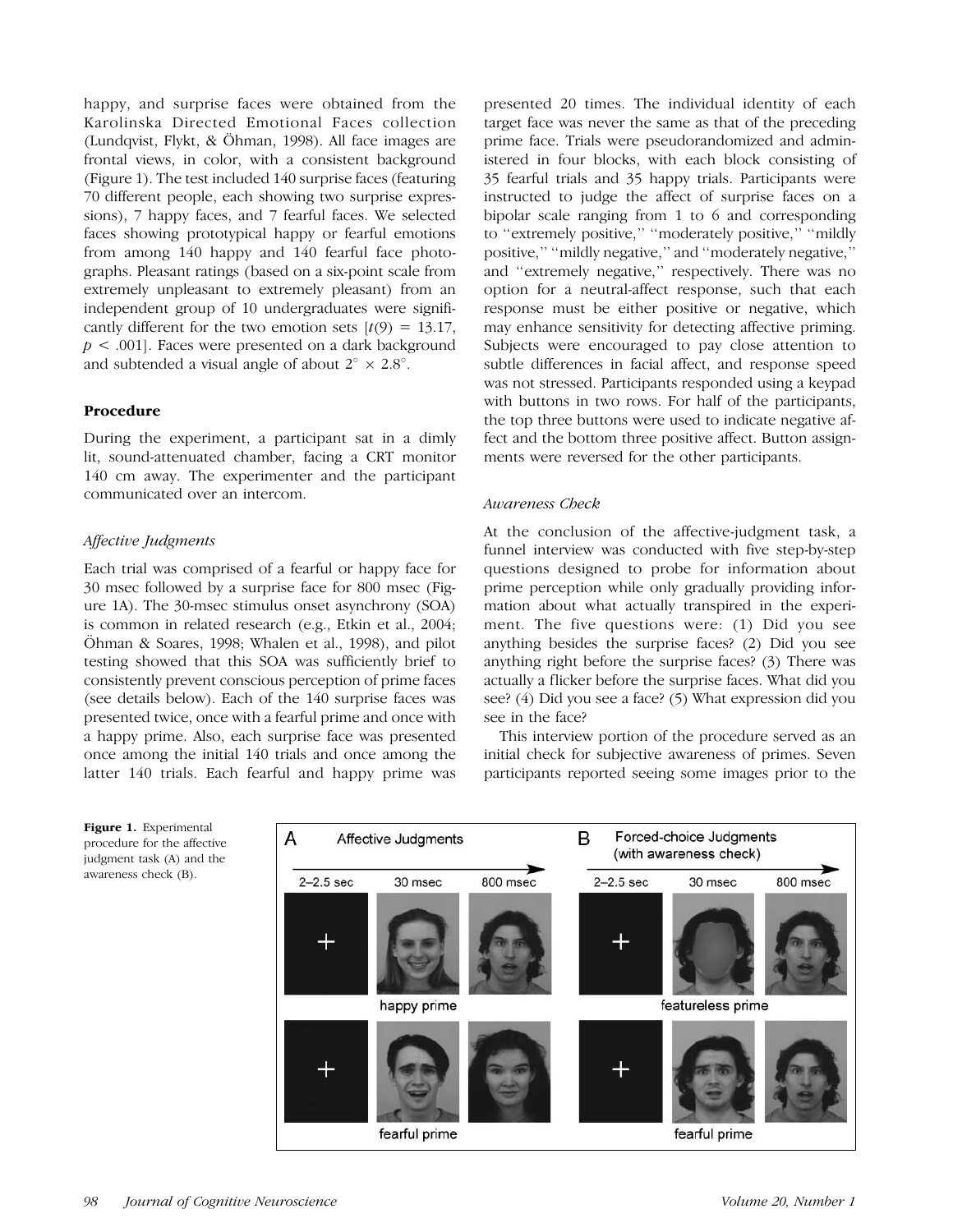happy, and surprise faces were obtained from the Karolinska Directed Emotional Faces collection (Lundqvist, Flykt, & Öhman, 1998). All face images are frontal views, in color, with a consistent background (Figure 1). The test included 140 surprise faces (featuring 70 different people, each showing two surprise expressions), 7 happy faces, and 7 fearful faces. We selected faces showing prototypical happy or fearful emotions from among 140 happy and 140 fearful face photographs. Pleasant ratings (based on a six-point scale from extremely unpleasant to extremely pleasant) from an independent group of 10 undergraduates were significantly different for the two emotion sets [$t(9) = 13.17$, $p < .001$]. Faces were presented on a dark background and subtended a visual angle of about $2° \times 2.8°$.

## Procedure

During the experiment, a participant sat in a dimly lit, sound-attenuated chamber, facing a CRT monitor 140 cm away. The experimenter and the participant communicated over an intercom.

### *Affective Judgments*

Each trial was comprised of a fearful or happy face for 30 msec followed by a surprise face for 800 msec (Figure 1A). The 30-msec stimulus onset asynchrony (SOA) is common in related research (e.g., Etkin et al., 2004; Öhman & Soares, 1998; Whalen et al., 1998), and pilot testing showed that this SOA was sufficiently brief to consistently prevent conscious perception of prime faces (see details below). Each of the 140 surprise faces was presented twice, once with a fearful prime and once with a happy prime. Also, each surprise face was presented once among the initial 140 trials and once among the latter 140 trials. Each fearful and happy prime was presented 20 times. The individual identity of each target face was never the same as that of the preceding prime face. Trials were pseudorandomized and administered in four blocks, with each block consisting of 35 fearful trials and 35 happy trials. Participants were instructed to judge the affect of surprise faces on a bipolar scale ranging from 1 to 6 and corresponding to ''extremely positive,'' ''moderately positive,'' ''mildly positive,'' ''mildly negative,'' and ''moderately negative,'' and ''extremely negative,'' respectively. There was no option for a neutral-affect response, such that each response must be either positive or negative, which may enhance sensitivity for detecting affective priming. Subjects were encouraged to pay close attention to subtle differences in facial affect, and response speed was not stressed. Participants responded using a keypad with buttons in two rows. For half of the participants, the top three buttons were used to indicate negative affect and the bottom three positive affect. Button assignments were reversed for the other participants.

### *Awareness Check*

At the conclusion of the affective-judgment task, a funnel interview was conducted with five step-by-step questions designed to probe for information about prime perception while only gradually providing information about what actually transpired in the experiment. The five questions were: (1) Did you see anything besides the surprise faces? (2) Did you see anything right before the surprise faces? (3) There was actually a flicker before the surprise faces. What did you see? (4) Did you see a face? (5) What expression did you see in the face?

This interview portion of the procedure served as an initial check for subjective awareness of primes. Seven participants reported seeing some images prior to the

**Figure 1.** Experimental procedure for the affective judgment task (A) and the awareness check (B).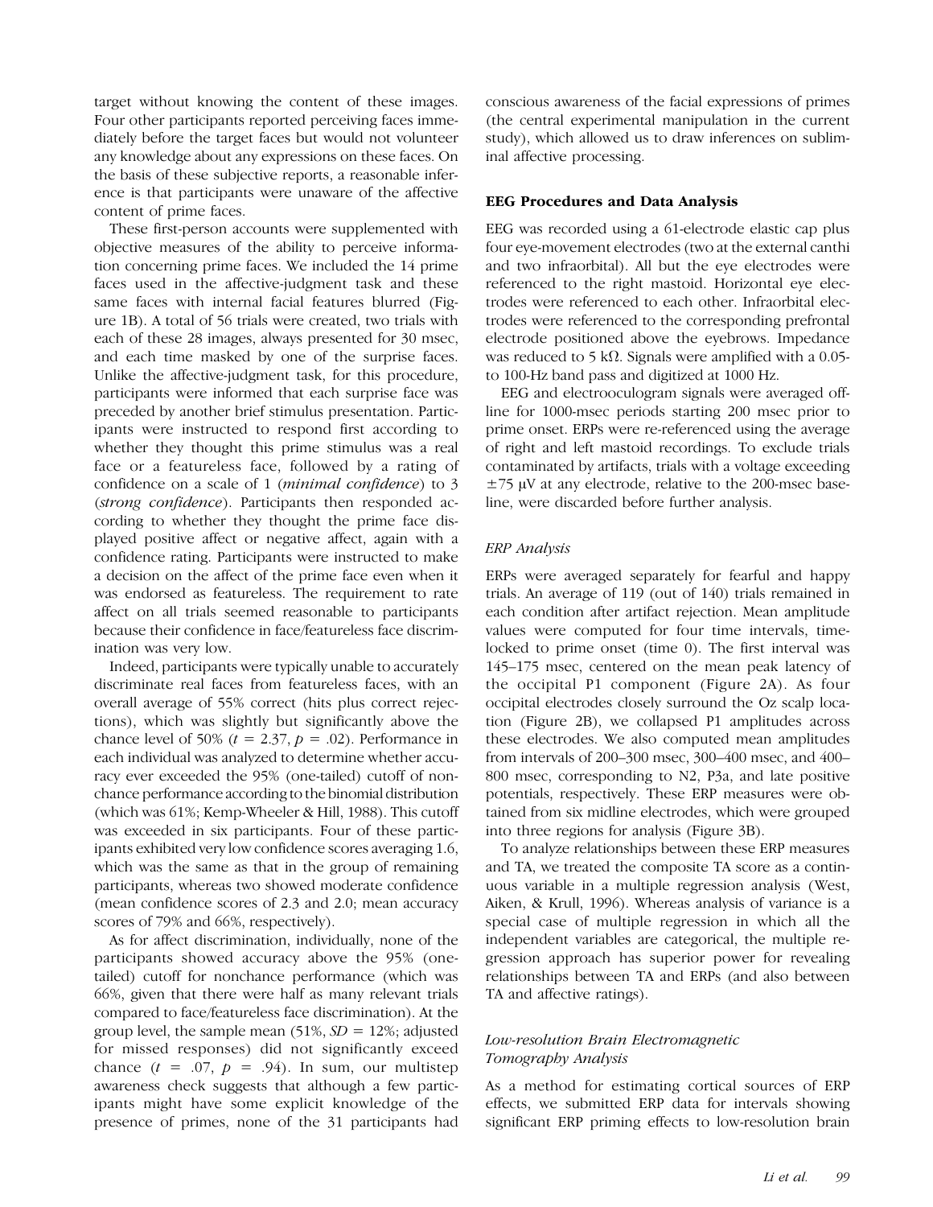target without knowing the content of these images. Four other participants reported perceiving faces immediately before the target faces but would not volunteer any knowledge about any expressions on these faces. On the basis of these subjective reports, a reasonable inference is that participants were unaware of the affective content of prime faces.

These first-person accounts were supplemented with objective measures of the ability to perceive information concerning prime faces. We included the 14 prime faces used in the affective-judgment task and these same faces with internal facial features blurred (Figure 1B). A total of 56 trials were created, two trials with each of these 28 images, always presented for 30 msec, and each time masked by one of the surprise faces. Unlike the affective-judgment task, for this procedure, participants were informed that each surprise face was preceded by another brief stimulus presentation. Participants were instructed to respond first according to whether they thought this prime stimulus was a real face or a featureless face, followed by a rating of confidence on a scale of 1 (*minimal confidence*) to 3 (*strong confidence*). Participants then responded according to whether they thought the prime face displayed positive affect or negative affect, again with a confidence rating. Participants were instructed to make a decision on the affect of the prime face even when it was endorsed as featureless. The requirement to rate affect on all trials seemed reasonable to participants because their confidence in face/featureless face discrimination was very low.

Indeed, participants were typically unable to accurately discriminate real faces from featureless faces, with an overall average of 55% correct (hits plus correct rejections), which was slightly but significantly above the chance level of 50% ($t = 2.37$, $p = .02$). Performance in each individual was analyzed to determine whether accuracy ever exceeded the 95% (one-tailed) cutoff of nonchance performance according to the binomial distribution (which was 61%; Kemp-Wheeler & Hill, 1988). This cutoff was exceeded in six participants. Four of these participants exhibited very low confidence scores averaging 1.6, which was the same as that in the group of remaining participants, whereas two showed moderate confidence (mean confidence scores of 2.3 and 2.0; mean accuracy scores of 79% and 66%, respectively).

As for affect discrimination, individually, none of the participants showed accuracy above the 95% (one-tailed) cutoff for nonchance performance (which was 66%, given that there were half as many relevant trials compared to face/featureless face discrimination). At the group level, the sample mean (51%, $SD = 12\%$; adjusted for missed responses) did not significantly exceed chance ($t = .07$, $p = .94$). In sum, our multistep awareness check suggests that although a few participants might have some explicit knowledge of the presence of primes, none of the 31 participants had conscious awareness of the facial expressions of primes (the central experimental manipulation in the current study), which allowed us to draw inferences on subliminal affective processing.

### EEG Procedures and Data Analysis

EEG was recorded using a 61-electrode elastic cap plus four eye-movement electrodes (two at the external canthi and two infraorbital). All but the eye electrodes were referenced to the right mastoid. Horizontal eye electrodes were referenced to each other. Infraorbital electrodes were referenced to the corresponding prefrontal electrode positioned above the eyebrows. Impedance was reduced to 5 kΩ. Signals were amplified with a 0.05- to 100-Hz band pass and digitized at 1000 Hz.

EEG and electrooculogram signals were averaged offline for 1000-msec periods starting 200 msec prior to prime onset. ERPs were re-referenced using the average of right and left mastoid recordings. To exclude trials contaminated by artifacts, trials with a voltage exceeding ±75 μV at any electrode, relative to the 200-msec baseline, were discarded before further analysis.

#### *ERP Analysis*

ERPs were averaged separately for fearful and happy trials. An average of 119 (out of 140) trials remained in each condition after artifact rejection. Mean amplitude values were computed for four time intervals, time-locked to prime onset (time 0). The first interval was 145–175 msec, centered on the mean peak latency of the occipital P1 component (Figure 2A). As four occipital electrodes closely surround the Oz scalp location (Figure 2B), we collapsed P1 amplitudes across these electrodes. We also computed mean amplitudes from intervals of 200–300 msec, 300–400 msec, and 400–800 msec, corresponding to N2, P3a, and late positive potentials, respectively. These ERP measures were obtained from six midline electrodes, which were grouped into three regions for analysis (Figure 3B).

To analyze relationships between these ERP measures and TA, we treated the composite TA score as a continuous variable in a multiple regression analysis (West, Aiken, & Krull, 1996). Whereas analysis of variance is a special case of multiple regression in which all the independent variables are categorical, the multiple regression approach has superior power for revealing relationships between TA and ERPs (and also between TA and affective ratings).

#### *Low-resolution Brain Electromagnetic Tomography Analysis*

As a method for estimating cortical sources of ERP effects, we submitted ERP data for intervals showing significant ERP priming effects to low-resolution brain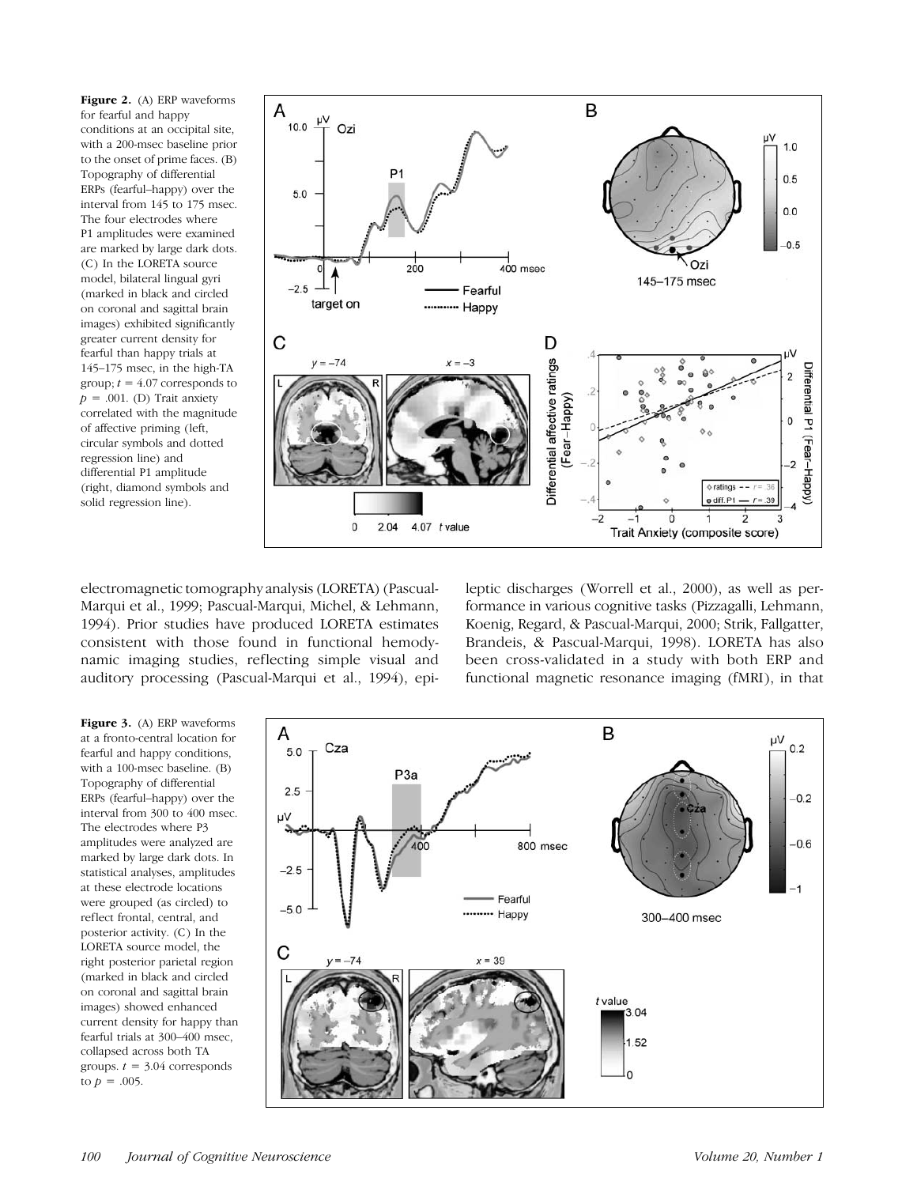**Figure 2.** (A) ERP waveforms for fearful and happy conditions at an occipital site, with a 200-msec baseline prior to the onset of prime faces. (B) Topography of differential ERPs (fearful–happy) over the interval from 145 to 175 msec. The four electrodes where P1 amplitudes were examined are marked by large dark dots. (C) In the LORETA source model, bilateral lingual gyri (marked in black and circled on coronal and sagittal brain images) exhibited significantly greater current density for fearful than happy trials at 145–175 msec, in the high-TA group; $t = 4.07$ corresponds to $p = .001$. (D) Trait anxiety correlated with the magnitude of affective priming (left, circular symbols and dotted regression line) and differential P1 amplitude (right, diamond symbols and solid regression line).

electromagnetic tomography analysis (LORETA) (Pascual-Marqui et al., 1999; Pascual-Marqui, Michel, & Lehmann, 1994). Prior studies have produced LORETA estimates consistent with those found in functional hemodynamic imaging studies, reflecting simple visual and auditory processing (Pascual-Marqui et al., 1994), epileptic discharges (Worrell et al., 2000), as well as performance in various cognitive tasks (Pizzagalli, Lehmann, Koenig, Regard, & Pascual-Marqui, 2000; Strik, Fallgatter, Brandeis, & Pascual-Marqui, 1998). LORETA has also been cross-validated in a study with both ERP and functional magnetic resonance imaging (fMRI), in that

**Figure 3.** (A) ERP waveforms at a fronto-central location for fearful and happy conditions, with a 100-msec baseline. (B) Topography of differential ERPs (fearful–happy) over the interval from 300 to 400 msec. The electrodes where P3 amplitudes were analyzed are marked by large dark dots. In statistical analyses, amplitudes at these electrode locations were grouped (as circled) to reflect frontal, central, and posterior activity. (C) In the LORETA source model, the right posterior parietal region (marked in black and circled on coronal and sagittal brain images) showed enhanced current density for happy than fearful trials at 300–400 msec, collapsed across both TA groups. $t = 3.04$ corresponds to $p = .005$.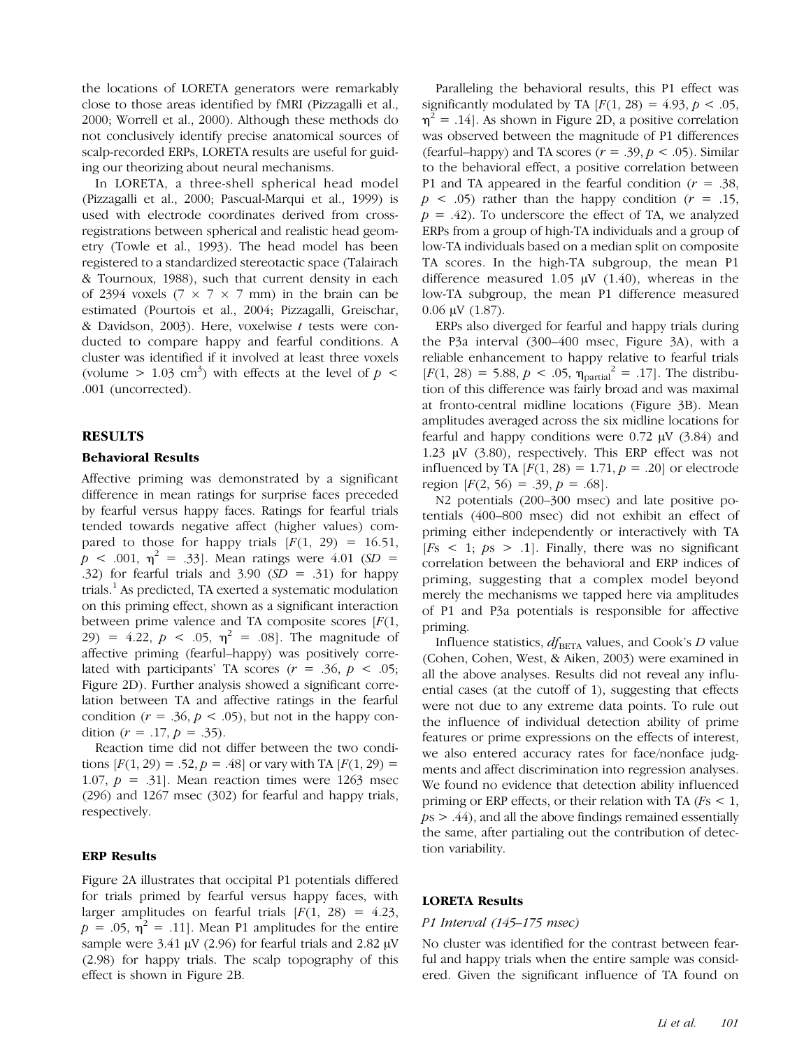the locations of LORETA generators were remarkably close to those areas identified by fMRI (Pizzagalli et al., 2000; Worrell et al., 2000). Although these methods do not conclusively identify precise anatomical sources of scalp-recorded ERPs, LORETA results are useful for guiding our theorizing about neural mechanisms.

In LORETA, a three-shell spherical head model (Pizzagalli et al., 2000; Pascual-Marqui et al., 1999) is used with electrode coordinates derived from cross-registrations between spherical and realistic head geometry (Towle et al., 1993). The head model has been registered to a standardized stereotactic space (Talairach & Tournoux, 1988), such that current density in each of 2394 voxels ($7 \times 7 \times 7$ mm) in the brain can be estimated (Pourtois et al., 2004; Pizzagalli, Greischar, & Davidson, 2003). Here, voxelwise $t$ tests were conducted to compare happy and fearful conditions. A cluster was identified if it involved at least three voxels (volume $> 1.03$ cm$^3$) with effects at the level of $p < .001$ (uncorrected).

## RESULTS

### Behavioral Results

Affective priming was demonstrated by a significant difference in mean ratings for surprise faces preceded by fearful versus happy faces. Ratings for fearful trials tended towards negative affect (higher values) compared to those for happy trials [$F(1, 29) = 16.51$, $p < .001$, $\eta^2 = .33$]. Mean ratings were 4.01 ($SD = .32$) for fearful trials and 3.90 ($SD = .31$) for happy trials.[1] As predicted, TA exerted a systematic modulation on this priming effect, shown as a significant interaction between prime valence and TA composite scores [$F(1, 29) = 4.22$, $p < .05$, $\eta^2 = .08$]. The magnitude of affective priming (fearful–happy) was positively correlated with participants' TA scores ($r = .36$, $p < .05$; Figure 2D). Further analysis showed a significant correlation between TA and affective ratings in the fearful condition ($r = .36$, $p < .05$), but not in the happy condition ($r = .17$, $p = .35$).

Reaction time did not differ between the two conditions [$F(1, 29) = .52$, $p = .48$] or vary with TA [$F(1, 29) = 1.07$, $p = .31$]. Mean reaction times were 1263 msec (296) and 1267 msec (302) for fearful and happy trials, respectively.

### ERP Results

Figure 2A illustrates that occipital P1 potentials differed for trials primed by fearful versus happy faces, with larger amplitudes on fearful trials [$F(1, 28) = 4.23$, $p = .05$, $\eta^2 = .11$]. Mean P1 amplitudes for the entire sample were 3.41 μV (2.96) for fearful trials and 2.82 μV (2.98) for happy trials. The scalp topography of this effect is shown in Figure 2B.

Paralleling the behavioral results, this P1 effect was significantly modulated by TA [$F(1, 28) = 4.93$, $p < .05$, $\eta^2 = .14$]. As shown in Figure 2D, a positive correlation was observed between the magnitude of P1 differences (fearful–happy) and TA scores ($r = .39$, $p < .05$). Similar to the behavioral effect, a positive correlation between P1 and TA appeared in the fearful condition ($r = .38$, $p < .05$) rather than the happy condition ($r = .15$, $p = .42$). To underscore the effect of TA, we analyzed ERPs from a group of high-TA individuals and a group of low-TA individuals based on a median split on composite TA scores. In the high-TA subgroup, the mean P1 difference measured 1.05 μV (1.40), whereas in the low-TA subgroup, the mean P1 difference measured 0.06 μV (1.87).

ERPs also diverged for fearful and happy trials during the P3a interval (300–400 msec, Figure 3A), with a reliable enhancement to happy relative to fearful trials [$F(1, 28) = 5.88$, $p < .05$, $\eta_{\text{partial}}^2 = .17$]. The distribution of this difference was fairly broad and was maximal at fronto-central midline locations (Figure 3B). Mean amplitudes averaged across the six midline locations for fearful and happy conditions were 0.72 μV (3.84) and 1.23 μV (3.80), respectively. This ERP effect was not influenced by TA [$F(1, 28) = 1.71$, $p = .20$] or electrode region [$F(2, 56) = .39$, $p = .68$].

N2 potentials (200–300 msec) and late positive potentials (400–800 msec) did not exhibit an effect of priming either independently or interactively with TA [$F$s $< 1$; $p$s $> .1$]. Finally, there was no significant correlation between the behavioral and ERP indices of priming, suggesting that a complex model beyond merely the mechanisms we tapped here via amplitudes of P1 and P3a potentials is responsible for affective priming.

Influence statistics, $df_{\text{BETA}}$ values, and Cook's $D$ value (Cohen, Cohen, West, & Aiken, 2003) were examined in all the above analyses. Results did not reveal any influential cases (at the cutoff of 1), suggesting that effects were not due to any extreme data points. To rule out the influence of individual detection ability of prime features or prime expressions on the effects of interest, we also entered accuracy rates for face/nonface judgments and affect discrimination into regression analyses. We found no evidence that detection ability influenced priming or ERP effects, or their relation with TA ($F$s $< 1$, $p$s $> .44$), and all the above findings remained essentially the same, after partialing out the contribution of detection variability.

### LORETA Results

#### *P1 Interval (145–175 msec)*

No cluster was identified for the contrast between fearful and happy trials when the entire sample was considered. Given the significant influence of TA found on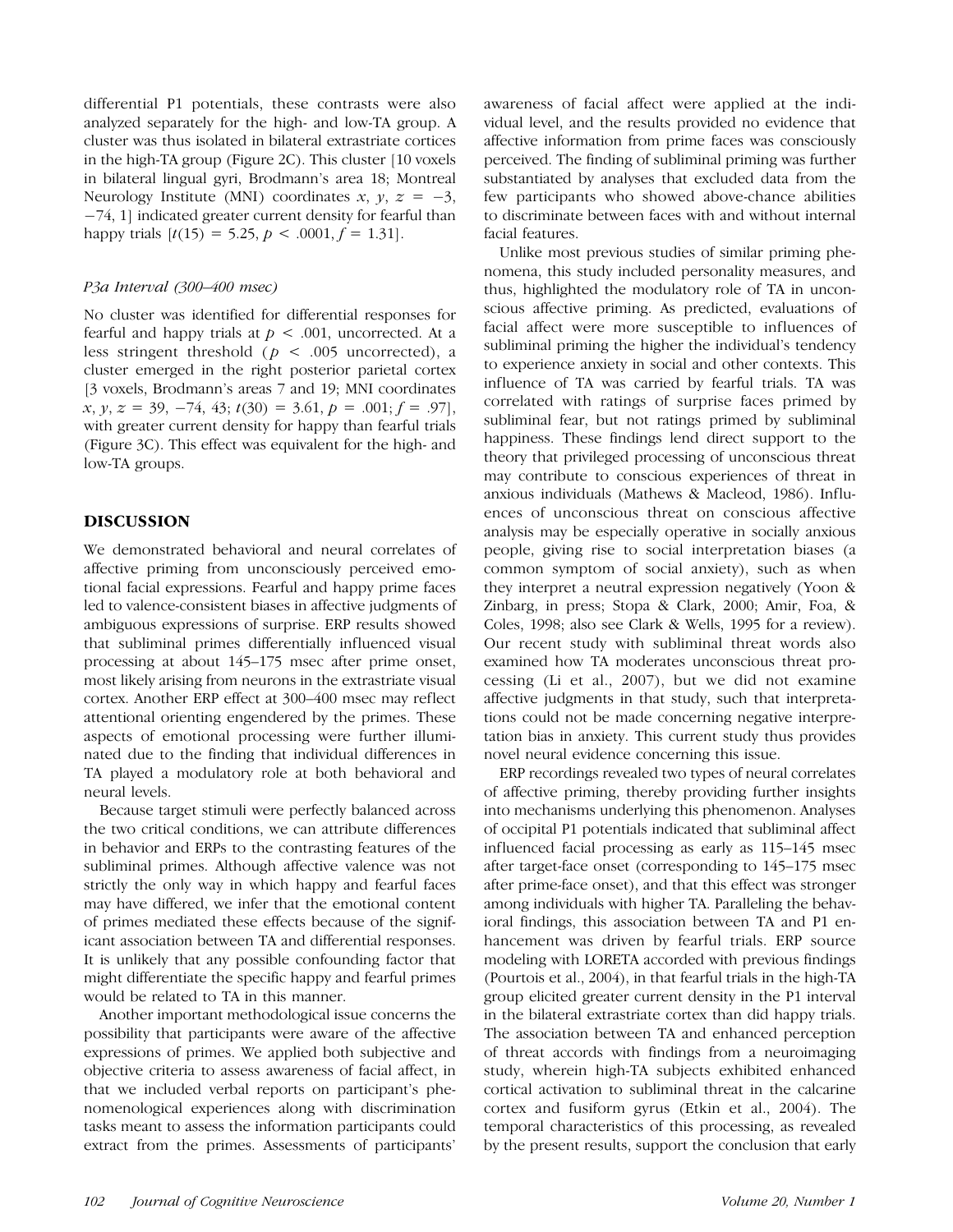differential P1 potentials, these contrasts were also analyzed separately for the high- and low-TA group. A cluster was thus isolated in bilateral extrastriate cortices in the high-TA group (Figure 2C). This cluster [10 voxels in bilateral lingual gyri, Brodmann's area 18; Montreal Neurology Institute (MNI) coordinates $x, y, z = -3, -74, 1$] indicated greater current density for fearful than happy trials [$t(15) = 5.25, p < .0001, f = 1.31$].

### *P3a Interval (300–400 msec)*

No cluster was identified for differential responses for fearful and happy trials at $p < .001$, uncorrected. At a less stringent threshold ($p < .005$ uncorrected), a cluster emerged in the right posterior parietal cortex [3 voxels, Brodmann's areas 7 and 19; MNI coordinates $x, y, z = 39, -74, 43$; $t(30) = 3.61, p = .001; f = .97$], with greater current density for happy than fearful trials (Figure 3C). This effect was equivalent for the high- and low-TA groups.

## DISCUSSION

We demonstrated behavioral and neural correlates of affective priming from unconsciously perceived emotional facial expressions. Fearful and happy prime faces led to valence-consistent biases in affective judgments of ambiguous expressions of surprise. ERP results showed that subliminal primes differentially influenced visual processing at about 145–175 msec after prime onset, most likely arising from neurons in the extrastriate visual cortex. Another ERP effect at 300–400 msec may reflect attentional orienting engendered by the primes. These aspects of emotional processing were further illuminated due to the finding that individual differences in TA played a modulatory role at both behavioral and neural levels.

Because target stimuli were perfectly balanced across the two critical conditions, we can attribute differences in behavior and ERPs to the contrasting features of the subliminal primes. Although affective valence was not strictly the only way in which happy and fearful faces may have differed, we infer that the emotional content of primes mediated these effects because of the significant association between TA and differential responses. It is unlikely that any possible confounding factor that might differentiate the specific happy and fearful primes would be related to TA in this manner.

Another important methodological issue concerns the possibility that participants were aware of the affective expressions of primes. We applied both subjective and objective criteria to assess awareness of facial affect, in that we included verbal reports on participant's phenomenological experiences along with discrimination tasks meant to assess the information participants could extract from the primes. Assessments of participants' awareness of facial affect were applied at the individual level, and the results provided no evidence that affective information from prime faces was consciously perceived. The finding of subliminal priming was further substantiated by analyses that excluded data from the few participants who showed above-chance abilities to discriminate between faces with and without internal facial features.

Unlike most previous studies of similar priming phenomena, this study included personality measures, and thus, highlighted the modulatory role of TA in unconscious affective priming. As predicted, evaluations of facial affect were more susceptible to influences of subliminal priming the higher the individual's tendency to experience anxiety in social and other contexts. This influence of TA was carried by fearful trials. TA was correlated with ratings of surprise faces primed by subliminal fear, but not ratings primed by subliminal happiness. These findings lend direct support to the theory that privileged processing of unconscious threat may contribute to conscious experiences of threat in anxious individuals (Mathews & Macleod, 1986). Influences of unconscious threat on conscious affective analysis may be especially operative in socially anxious people, giving rise to social interpretation biases (a common symptom of social anxiety), such as when they interpret a neutral expression negatively (Yoon & Zinbarg, in press; Stopa & Clark, 2000; Amir, Foa, & Coles, 1998; also see Clark & Wells, 1995 for a review). Our recent study with subliminal threat words also examined how TA moderates unconscious threat processing (Li et al., 2007), but we did not examine affective judgments in that study, such that interpretations could not be made concerning negative interpretation bias in anxiety. This current study thus provides novel neural evidence concerning this issue.

ERP recordings revealed two types of neural correlates of affective priming, thereby providing further insights into mechanisms underlying this phenomenon. Analyses of occipital P1 potentials indicated that subliminal affect influenced facial processing as early as 115–145 msec after target-face onset (corresponding to 145–175 msec after prime-face onset), and that this effect was stronger among individuals with higher TA. Paralleling the behavioral findings, this association between TA and P1 enhancement was driven by fearful trials. ERP source modeling with LORETA accorded with previous findings (Pourtois et al., 2004), in that fearful trials in the high-TA group elicited greater current density in the P1 interval in the bilateral extrastriate cortex than did happy trials. The association between TA and enhanced perception of threat accords with findings from a neuroimaging study, wherein high-TA subjects exhibited enhanced cortical activation to subliminal threat in the calcarine cortex and fusiform gyrus (Etkin et al., 2004). The temporal characteristics of this processing, as revealed by the present results, support the conclusion that early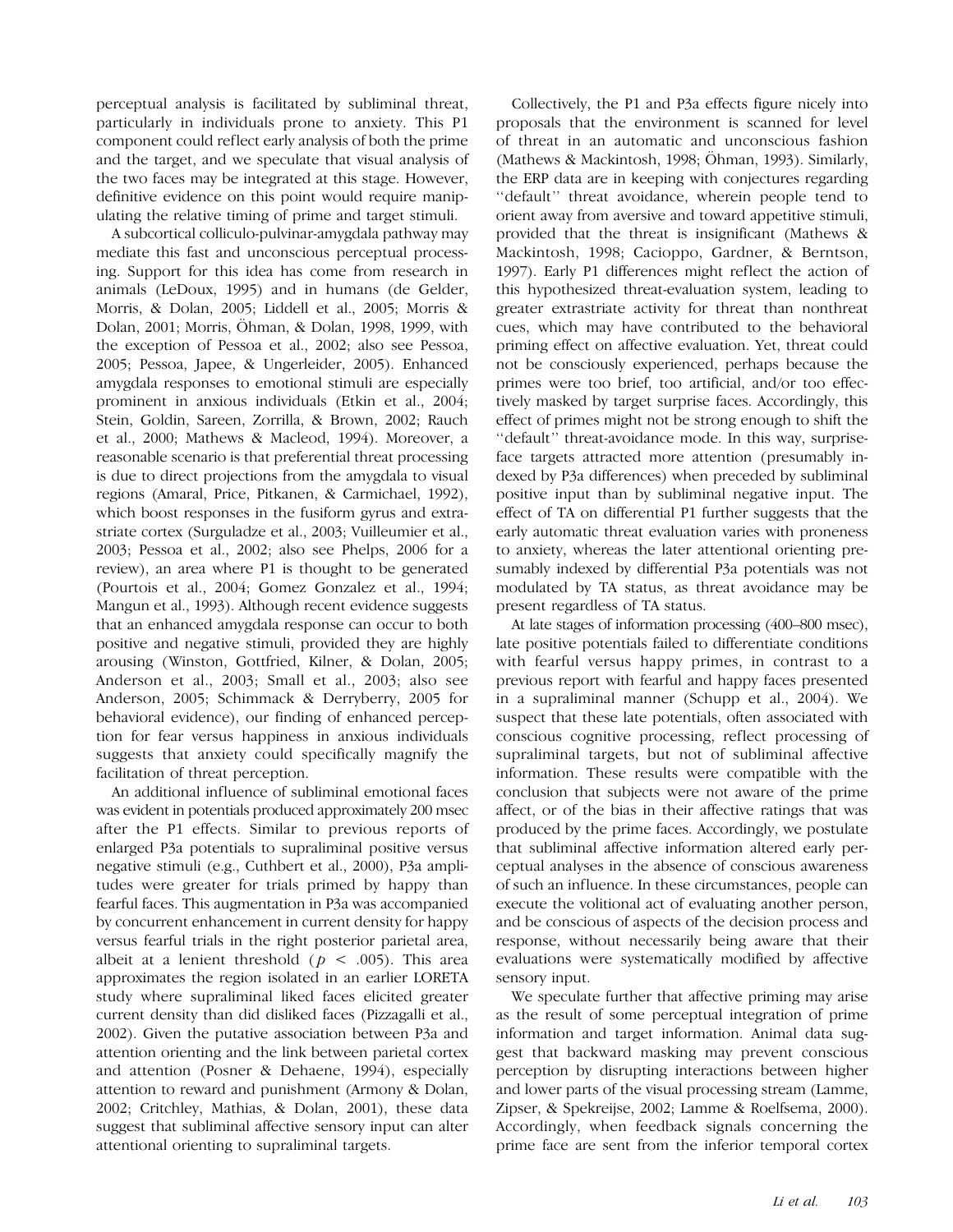perceptual analysis is facilitated by subliminal threat, particularly in individuals prone to anxiety. This P1 component could reflect early analysis of both the prime and the target, and we speculate that visual analysis of the two faces may be integrated at this stage. However, definitive evidence on this point would require manipulating the relative timing of prime and target stimuli.

A subcortical colliculo-pulvinar-amygdala pathway may mediate this fast and unconscious perceptual processing. Support for this idea has come from research in animals (LeDoux, 1995) and in humans (de Gelder, Morris, & Dolan, 2005; Liddell et al., 2005; Morris & Dolan, 2001; Morris, Öhman, & Dolan, 1998, 1999, with the exception of Pessoa et al., 2002; also see Pessoa, 2005; Pessoa, Japee, & Ungerleider, 2005). Enhanced amygdala responses to emotional stimuli are especially prominent in anxious individuals (Etkin et al., 2004; Stein, Goldin, Sareen, Zorrilla, & Brown, 2002; Rauch et al., 2000; Mathews & Macleod, 1994). Moreover, a reasonable scenario is that preferential threat processing is due to direct projections from the amygdala to visual regions (Amaral, Price, Pitkanen, & Carmichael, 1992), which boost responses in the fusiform gyrus and extrastriate cortex (Surguladze et al., 2003; Vuilleumier et al., 2003; Pessoa et al., 2002; also see Phelps, 2006 for a review), an area where P1 is thought to be generated (Pourtois et al., 2004; Gomez Gonzalez et al., 1994; Mangun et al., 1993). Although recent evidence suggests that an enhanced amygdala response can occur to both positive and negative stimuli, provided they are highly arousing (Winston, Gottfried, Kilner, & Dolan, 2005; Anderson et al., 2003; Small et al., 2003; also see Anderson, 2005; Schimmack & Derryberry, 2005 for behavioral evidence), our finding of enhanced perception for fear versus happiness in anxious individuals suggests that anxiety could specifically magnify the facilitation of threat perception.

An additional influence of subliminal emotional faces was evident in potentials produced approximately 200 msec after the P1 effects. Similar to previous reports of enlarged P3a potentials to supraliminal positive versus negative stimuli (e.g., Cuthbert et al., 2000), P3a amplitudes were greater for trials primed by happy than fearful faces. This augmentation in P3a was accompanied by concurrent enhancement in current density for happy versus fearful trials in the right posterior parietal area, albeit at a lenient threshold ($p < .005$). This area approximates the region isolated in an earlier LORETA study where supraliminal liked faces elicited greater current density than did disliked faces (Pizzagalli et al., 2002). Given the putative association between P3a and attention orienting and the link between parietal cortex and attention (Posner & Dehaene, 1994), especially attention to reward and punishment (Armony & Dolan, 2002; Critchley, Mathias, & Dolan, 2001), these data suggest that subliminal affective sensory input can alter attentional orienting to supraliminal targets.

Collectively, the P1 and P3a effects figure nicely into proposals that the environment is scanned for level of threat in an automatic and unconscious fashion (Mathews & Mackintosh, 1998; Öhman, 1993). Similarly, the ERP data are in keeping with conjectures regarding ''default'' threat avoidance, wherein people tend to orient away from aversive and toward appetitive stimuli, provided that the threat is insignificant (Mathews & Mackintosh, 1998; Cacioppo, Gardner, & Berntson, 1997). Early P1 differences might reflect the action of this hypothesized threat-evaluation system, leading to greater extrastriate activity for threat than nonthreat cues, which may have contributed to the behavioral priming effect on affective evaluation. Yet, threat could not be consciously experienced, perhaps because the primes were too brief, too artificial, and/or too effectively masked by target surprise faces. Accordingly, this effect of primes might not be strong enough to shift the ''default'' threat-avoidance mode. In this way, surprise-face targets attracted more attention (presumably indexed by P3a differences) when preceded by subliminal positive input than by subliminal negative input. The effect of TA on differential P1 further suggests that the early automatic threat evaluation varies with proneness to anxiety, whereas the later attentional orienting presumably indexed by differential P3a potentials was not modulated by TA status, as threat avoidance may be present regardless of TA status.

At late stages of information processing (400–800 msec), late positive potentials failed to differentiate conditions with fearful versus happy primes, in contrast to a previous report with fearful and happy faces presented in a supraliminal manner (Schupp et al., 2004). We suspect that these late potentials, often associated with conscious cognitive processing, reflect processing of supraliminal targets, but not of subliminal affective information. These results were compatible with the conclusion that subjects were not aware of the prime affect, or of the bias in their affective ratings that was produced by the prime faces. Accordingly, we postulate that subliminal affective information altered early perceptual analyses in the absence of conscious awareness of such an influence. In these circumstances, people can execute the volitional act of evaluating another person, and be conscious of aspects of the decision process and response, without necessarily being aware that their evaluations were systematically modified by affective sensory input.

We speculate further that affective priming may arise as the result of some perceptual integration of prime information and target information. Animal data suggest that backward masking may prevent conscious perception by disrupting interactions between higher and lower parts of the visual processing stream (Lamme, Zipser, & Spekreijse, 2002; Lamme & Roelfsema, 2000). Accordingly, when feedback signals concerning the prime face are sent from the inferior temporal cortex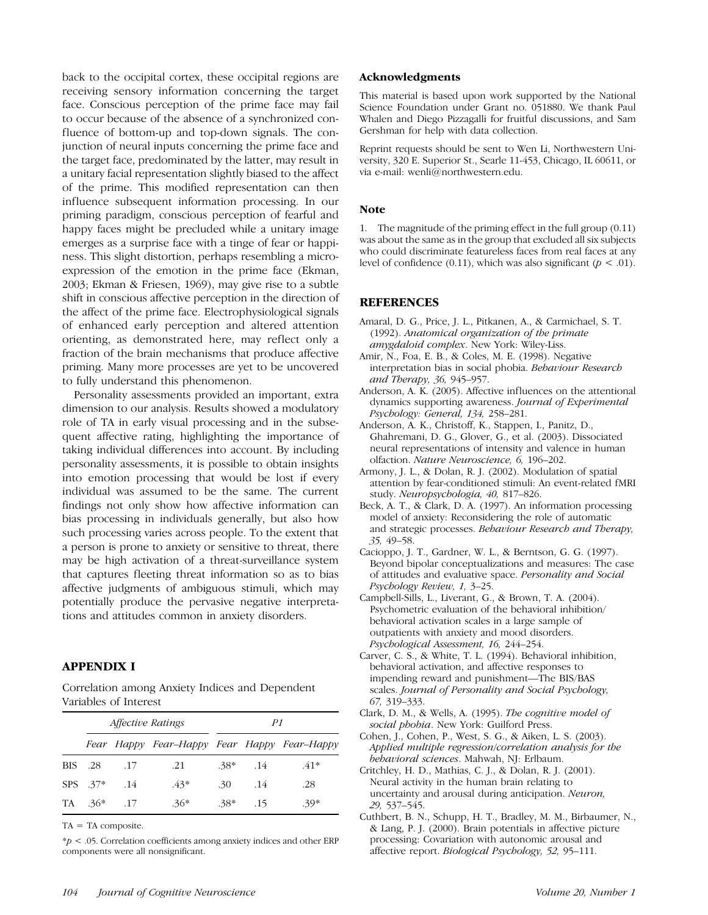back to the occipital cortex, these occipital regions are receiving sensory information concerning the target face. Conscious perception of the prime face may fail to occur because of the absence of a synchronized confluence of bottom-up and top-down signals. The conjunction of neural inputs concerning the prime face and the target face, predominated by the latter, may result in a unitary facial representation slightly biased to the affect of the prime. This modified representation can then influence subsequent information processing. In our priming paradigm, conscious perception of fearful and happy faces might be precluded while a unitary image emerges as a surprise face with a tinge of fear or happiness. This slight distortion, perhaps resembling a microexpression of the emotion in the prime face (Ekman, 2003; Ekman & Friesen, 1969), may give rise to a subtle shift in conscious affective perception in the direction of the affect of the prime face. Electrophysiological signals of enhanced early perception and altered attention orienting, as demonstrated here, may reflect only a fraction of the brain mechanisms that produce affective priming. Many more processes are yet to be uncovered to fully understand this phenomenon.

Personality assessments provided an important, extra dimension to our analysis. Results showed a modulatory role of TA in early visual processing and in the subsequent affective rating, highlighting the importance of taking individual differences into account. By including personality assessments, it is possible to obtain insights into emotion processing that would be lost if every individual was assumed to be the same. The current findings not only show how affective information can bias processing in individuals generally, but also how such processing varies across people. To the extent that a person is prone to anxiety or sensitive to threat, there may be high activation of a threat-surveillance system that captures fleeting threat information so as to bias affective judgments of ambiguous stimuli, which may potentially produce the pervasive negative interpretations and attitudes common in anxiety disorders.

## APPENDIX I

Correlation among Anxiety Indices and Dependent Variables of Interest

| | *Affective Ratings* | | | *P1* | | |
|---|---|---|---|---|---|---|
| | *Fear* | *Happy* | *Fear–Happy* | *Fear* | *Happy* | *Fear–Happy* |
| BIS | .28 | .17 | .21 | .38* | .14 | .41* |
| SPS | .37* | .14 | .43* | .30 | .14 | .28 |
| TA | .36* | .17 | .36* | .38* | .15 | .39* |

TA = TA composite.

*$p < .05$. Correlation coefficients among anxiety indices and other ERP components were all nonsignificant.

### Acknowledgments

This material is based upon work supported by the National Science Foundation under Grant no. 051880. We thank Paul Whalen and Diego Pizzagalli for fruitful discussions, and Sam Gershman for help with data collection.

Reprint requests should be sent to Wen Li, Northwestern University, 320 E. Superior St., Searle 11-453, Chicago, IL 60611, or via e-mail: wenli@northwestern.edu.

### Note

1. The magnitude of the priming effect in the full group (0.11) was about the same as in the group that excluded all six subjects who could discriminate featureless faces from real faces at any level of confidence (0.11), which was also significant ($p < .01$).

## REFERENCES

Amaral, D. G., Price, J. L., Pitkanen, A., & Carmichael, S. T. (1992). *Anatomical organization of the primate amygdaloid complex*. New York: Wiley-Liss.

Amir, N., Foa, E. B., & Coles, M. E. (1998). Negative interpretation bias in social phobia. *Behaviour Research and Therapy, 36,* 945–957.

Anderson, A. K. (2005). Affective influences on the attentional dynamics supporting awareness. *Journal of Experimental Psychology: General, 134,* 258–281.

Anderson, A. K., Christoff, K., Stappen, I., Panitz, D., Ghahremani, D. G., Glover, G., et al. (2003). Dissociated neural representations of intensity and valence in human olfaction. *Nature Neuroscience, 6,* 196–202.

Armony, J. L., & Dolan, R. J. (2002). Modulation of spatial attention by fear-conditioned stimuli: An event-related fMRI study. *Neuropsychologia, 40,* 817–826.

Beck, A. T., & Clark, D. A. (1997). An information processing model of anxiety: Reconsidering the role of automatic and strategic processes. *Behaviour Research and Therapy, 35,* 49–58.

Cacioppo, J. T., Gardner, W. L., & Berntson, G. G. (1997). Beyond bipolar conceptualizations and measures: The case of attitudes and evaluative space. *Personality and Social Psychology Review, 1,* 3–25.

Campbell-Sills, L., Liverant, G., & Brown, T. A. (2004). Psychometric evaluation of the behavioral inhibition/behavioral activation scales in a large sample of outpatients with anxiety and mood disorders. *Psychological Assessment, 16,* 244–254.

Carver, C. S., & White, T. L. (1994). Behavioral inhibition, behavioral activation, and affective responses to impending reward and punishment—The BIS/BAS scales. *Journal of Personality and Social Psychology, 67,* 319–333.

Clark, D. M., & Wells, A. (1995). *The cognitive model of social phobia*. New York: Guilford Press.

Cohen, J., Cohen, P., West, S. G., & Aiken, L. S. (2003). *Applied multiple regression/correlation analysis for the behavioral sciences*. Mahwah, NJ: Erlbaum.

Critchley, H. D., Mathias, C. J., & Dolan, R. J. (2001). Neural activity in the human brain relating to uncertainty and arousal during anticipation. *Neuron, 29,* 537–545.

Cuthbert, B. N., Schupp, H. T., Bradley, M. M., Birbaumer, N., & Lang, P. J. (2000). Brain potentials in affective picture processing: Covariation with autonomic arousal and affective report. *Biological Psychology, 52,* 95–111.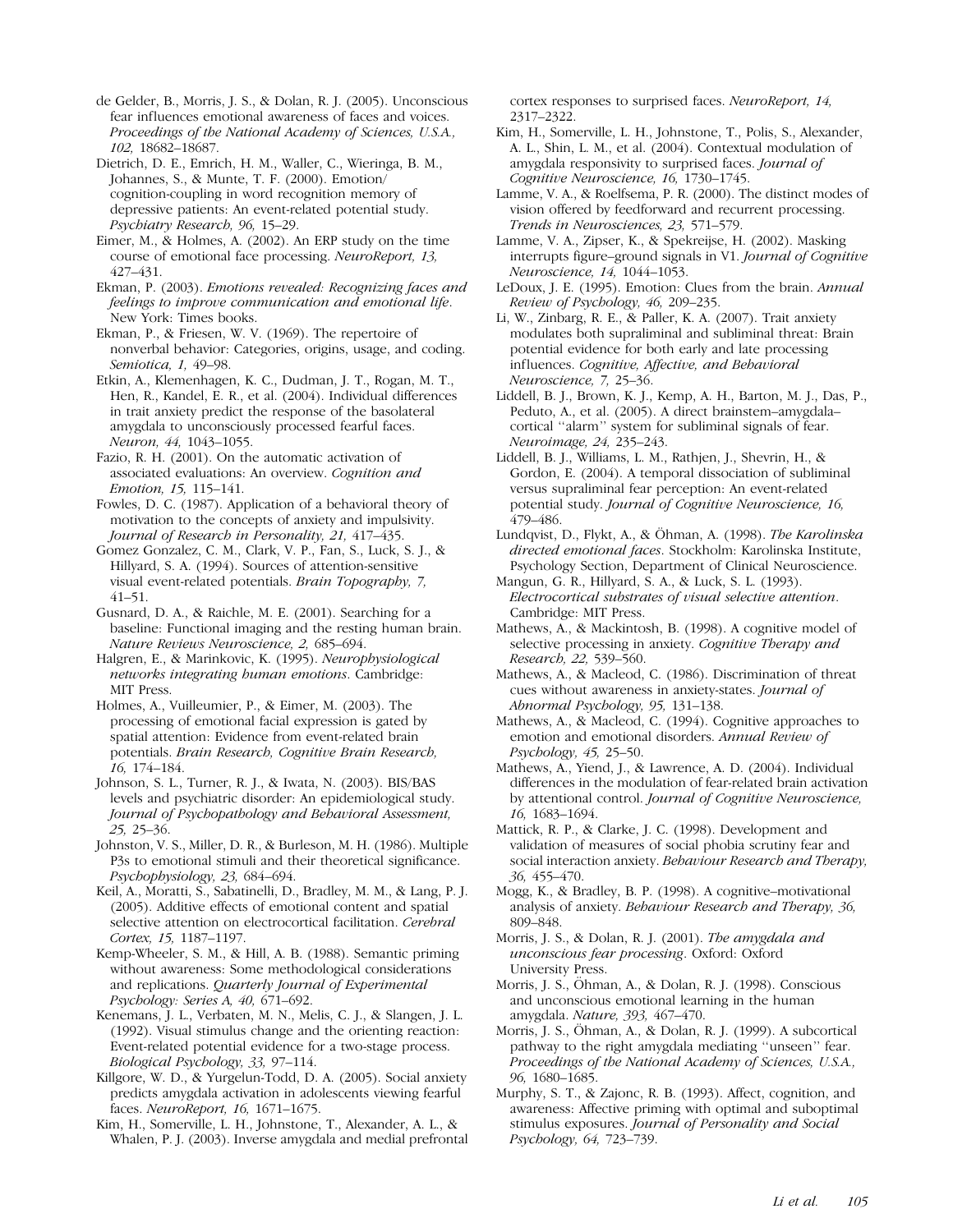de Gelder, B., Morris, J. S., & Dolan, R. J. (2005). Unconscious fear influences emotional awareness of faces and voices. *Proceedings of the National Academy of Sciences, U.S.A., 102,* 18682–18687.

Dietrich, D. E., Emrich, H. M., Waller, C., Wieringa, B. M., Johannes, S., & Munte, T. F. (2000). Emotion/cognition-coupling in word recognition memory of depressive patients: An event-related potential study. *Psychiatry Research, 96,* 15–29.

Eimer, M., & Holmes, A. (2002). An ERP study on the time course of emotional face processing. *NeuroReport, 13,* 427–431.

Ekman, P. (2003). *Emotions revealed: Recognizing faces and feelings to improve communication and emotional life*. New York: Times books.

Ekman, P., & Friesen, W. V. (1969). The repertoire of nonverbal behavior: Categories, origins, usage, and coding. *Semiotica, 1,* 49–98.

Etkin, A., Klemenhagen, K. C., Dudman, J. T., Rogan, M. T., Hen, R., Kandel, E. R., et al. (2004). Individual differences in trait anxiety predict the response of the basolateral amygdala to unconsciously processed fearful faces. *Neuron, 44,* 1043–1055.

Fazio, R. H. (2001). On the automatic activation of associated evaluations: An overview. *Cognition and Emotion, 15,* 115–141.

Fowles, D. C. (1987). Application of a behavioral theory of motivation to the concepts of anxiety and impulsivity. *Journal of Research in Personality, 21,* 417–435.

Gomez Gonzalez, C. M., Clark, V. P., Fan, S., Luck, S. J., & Hillyard, S. A. (1994). Sources of attention-sensitive visual event-related potentials. *Brain Topography, 7,* 41–51.

Gusnard, D. A., & Raichle, M. E. (2001). Searching for a baseline: Functional imaging and the resting human brain. *Nature Reviews Neuroscience, 2,* 685–694.

Halgren, E., & Marinkovic, K. (1995). *Neurophysiological networks integrating human emotions*. Cambridge: MIT Press.

Holmes, A., Vuilleumier, P., & Eimer, M. (2003). The processing of emotional facial expression is gated by spatial attention: Evidence from event-related brain potentials. *Brain Research, Cognitive Brain Research, 16,* 174–184.

Johnson, S. L., Turner, R. J., & Iwata, N. (2003). BIS/BAS levels and psychiatric disorder: An epidemiological study. *Journal of Psychopathology and Behavioral Assessment, 25,* 25–36.

Johnston, V. S., Miller, D. R., & Burleson, M. H. (1986). Multiple P3s to emotional stimuli and their theoretical significance. *Psychophysiology, 23,* 684–694.

Keil, A., Moratti, S., Sabatinelli, D., Bradley, M. M., & Lang, P. J. (2005). Additive effects of emotional content and spatial selective attention on electrocortical facilitation. *Cerebral Cortex, 15,* 1187–1197.

Kemp-Wheeler, S. M., & Hill, A. B. (1988). Semantic priming without awareness: Some methodological considerations and replications. *Quarterly Journal of Experimental Psychology: Series A, 40,* 671–692.

Kenemans, J. L., Verbaten, M. N., Melis, C. J., & Slangen, J. L. (1992). Visual stimulus change and the orienting reaction: Event-related potential evidence for a two-stage process. *Biological Psychology, 33,* 97–114.

Killgore, W. D., & Yurgelun-Todd, D. A. (2005). Social anxiety predicts amygdala activation in adolescents viewing fearful faces. *NeuroReport, 16,* 1671–1675.

Kim, H., Somerville, L. H., Johnstone, T., Alexander, A. L., & Whalen, P. J. (2003). Inverse amygdala and medial prefrontal cortex responses to surprised faces. *NeuroReport, 14,* 2317–2322.

Kim, H., Somerville, L. H., Johnstone, T., Polis, S., Alexander, A. L., Shin, L. M., et al. (2004). Contextual modulation of amygdala responsivity to surprised faces. *Journal of Cognitive Neuroscience, 16,* 1730–1745.

Lamme, V. A., & Roelfsema, P. R. (2000). The distinct modes of vision offered by feedforward and recurrent processing. *Trends in Neurosciences, 23,* 571–579.

Lamme, V. A., Zipser, K., & Spekreijse, H. (2002). Masking interrupts figure–ground signals in V1. *Journal of Cognitive Neuroscience, 14,* 1044–1053.

LeDoux, J. E. (1995). Emotion: Clues from the brain. *Annual Review of Psychology, 46,* 209–235.

Li, W., Zinbarg, R. E., & Paller, K. A. (2007). Trait anxiety modulates both supraliminal and subliminal threat: Brain potential evidence for both early and late processing influences. *Cognitive, Affective, and Behavioral Neuroscience, 7,* 25–36.

Liddell, B. J., Brown, K. J., Kemp, A. H., Barton, M. J., Das, P., Peduto, A., et al. (2005). A direct brainstem–amygdala–cortical ''alarm'' system for subliminal signals of fear. *Neuroimage, 24,* 235–243.

Liddell, B. J., Williams, L. M., Rathjen, J., Shevrin, H., & Gordon, E. (2004). A temporal dissociation of subliminal versus supraliminal fear perception: An event-related potential study. *Journal of Cognitive Neuroscience, 16,* 479–486.

Lundqvist, D., Flykt, A., & Öhman, A. (1998). *The Karolinska directed emotional faces*. Stockholm: Karolinska Institute, Psychology Section, Department of Clinical Neuroscience.

Mangun, G. R., Hillyard, S. A., & Luck, S. L. (1993). *Electrocortical substrates of visual selective attention*. Cambridge: MIT Press.

Mathews, A., & Mackintosh, B. (1998). A cognitive model of selective processing in anxiety. *Cognitive Therapy and Research, 22,* 539–560.

Mathews, A., & Macleod, C. (1986). Discrimination of threat cues without awareness in anxiety-states. *Journal of Abnormal Psychology, 95,* 131–138.

Mathews, A., & Macleod, C. (1994). Cognitive approaches to emotion and emotional disorders. *Annual Review of Psychology, 45,* 25–50.

Mathews, A., Yiend, J., & Lawrence, A. D. (2004). Individual differences in the modulation of fear-related brain activation by attentional control. *Journal of Cognitive Neuroscience, 16,* 1683–1694.

Mattick, R. P., & Clarke, J. C. (1998). Development and validation of measures of social phobia scrutiny fear and social interaction anxiety. *Behaviour Research and Therapy, 36,* 455–470.

Mogg, K., & Bradley, B. P. (1998). A cognitive–motivational analysis of anxiety. *Behaviour Research and Therapy, 36,* 809–848.

Morris, J. S., & Dolan, R. J. (2001). *The amygdala and unconscious fear processing*. Oxford: Oxford University Press.

Morris, J. S., Öhman, A., & Dolan, R. J. (1998). Conscious and unconscious emotional learning in the human amygdala. *Nature, 393,* 467–470.

Morris, J. S., Öhman, A., & Dolan, R. J. (1999). A subcortical pathway to the right amygdala mediating ''unseen'' fear. *Proceedings of the National Academy of Sciences, U.S.A., 96,* 1680–1685.

Murphy, S. T., & Zajonc, R. B. (1993). Affect, cognition, and awareness: Affective priming with optimal and suboptimal stimulus exposures. *Journal of Personality and Social Psychology, 64,* 723–739.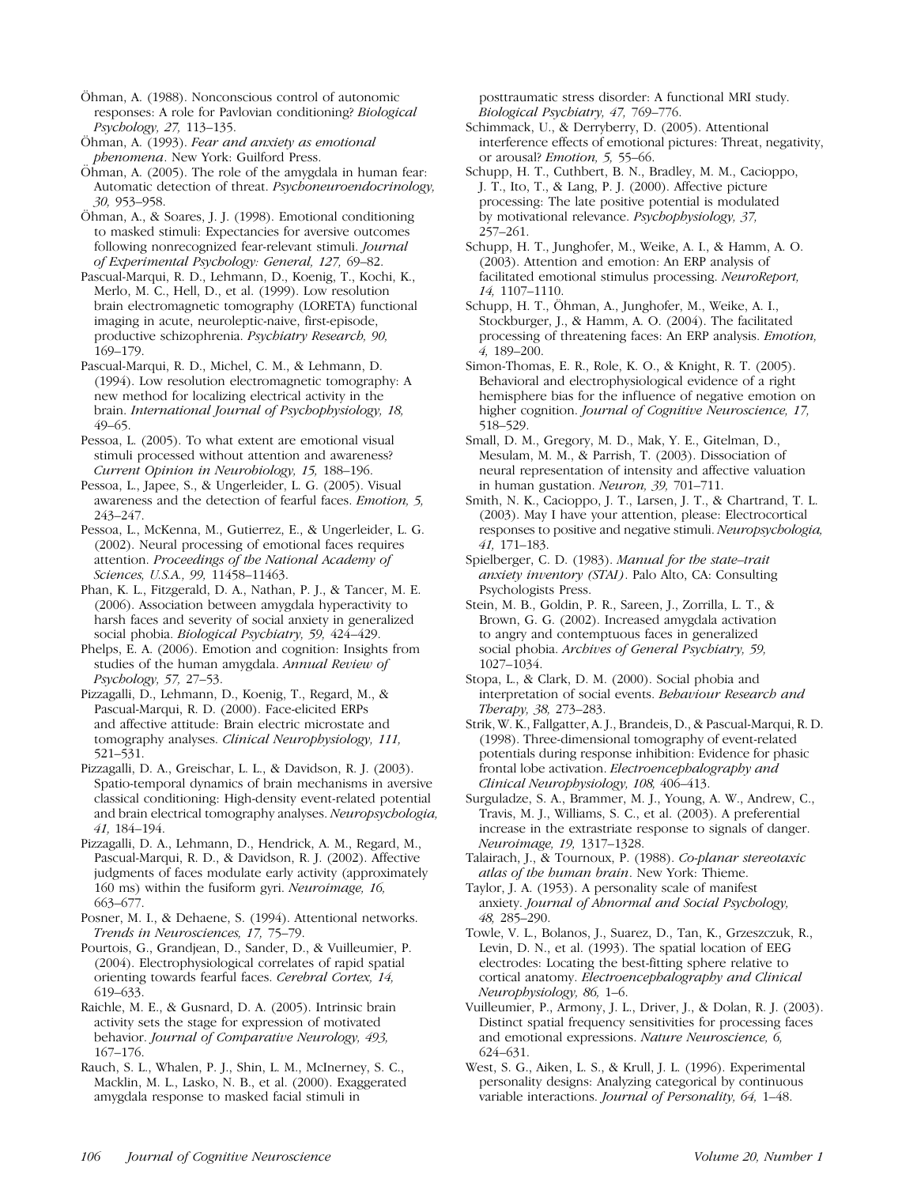Öhman, A. (1988). Nonconscious control of autonomic responses: A role for Pavlovian conditioning? *Biological Psychology, 27,* 113–135.

Öhman, A. (1993). *Fear and anxiety as emotional phenomena*. New York: Guilford Press.

Öhman, A. (2005). The role of the amygdala in human fear: Automatic detection of threat. *Psychoneuroendocrinology, 30,* 953–958.

Öhman, A., & Soares, J. J. (1998). Emotional conditioning to masked stimuli: Expectancies for aversive outcomes following nonrecognized fear-relevant stimuli. *Journal of Experimental Psychology: General, 127,* 69–82.

Pascual-Marqui, R. D., Lehmann, D., Koenig, T., Kochi, K., Merlo, M. C., Hell, D., et al. (1999). Low resolution brain electromagnetic tomography (LORETA) functional imaging in acute, neuroleptic-naive, first-episode, productive schizophrenia. *Psychiatry Research, 90,* 169–179.

Pascual-Marqui, R. D., Michel, C. M., & Lehmann, D. (1994). Low resolution electromagnetic tomography: A new method for localizing electrical activity in the brain. *International Journal of Psychophysiology, 18,* 49–65.

Pessoa, L. (2005). To what extent are emotional visual stimuli processed without attention and awareness? *Current Opinion in Neurobiology, 15,* 188–196.

Pessoa, L., Japee, S., & Ungerleider, L. G. (2005). Visual awareness and the detection of fearful faces. *Emotion, 5,* 243–247.

Pessoa, L., McKenna, M., Gutierrez, E., & Ungerleider, L. G. (2002). Neural processing of emotional faces requires attention. *Proceedings of the National Academy of Sciences, U.S.A., 99,* 11458–11463.

Phan, K. L., Fitzgerald, D. A., Nathan, P. J., & Tancer, M. E. (2006). Association between amygdala hyperactivity to harsh faces and severity of social anxiety in generalized social phobia. *Biological Psychiatry, 59,* 424–429.

Phelps, E. A. (2006). Emotion and cognition: Insights from studies of the human amygdala. *Annual Review of Psychology, 57,* 27–53.

Pizzagalli, D., Lehmann, D., Koenig, T., Regard, M., & Pascual-Marqui, R. D. (2000). Face-elicited ERPs and affective attitude: Brain electric microstate and tomography analyses. *Clinical Neurophysiology, 111,* 521–531.

Pizzagalli, D. A., Greischar, L. L., & Davidson, R. J. (2003). Spatio-temporal dynamics of brain mechanisms in aversive classical conditioning: High-density event-related potential and brain electrical tomography analyses. *Neuropsychologia, 41,* 184–194.

Pizzagalli, D. A., Lehmann, D., Hendrick, A. M., Regard, M., Pascual-Marqui, R. D., & Davidson, R. J. (2002). Affective judgments of faces modulate early activity (approximately 160 ms) within the fusiform gyri. *Neuroimage, 16,* 663–677.

Posner, M. I., & Dehaene, S. (1994). Attentional networks. *Trends in Neurosciences, 17,* 75–79.

Pourtois, G., Grandjean, D., Sander, D., & Vuilleumier, P. (2004). Electrophysiological correlates of rapid spatial orienting towards fearful faces. *Cerebral Cortex, 14,* 619–633.

Raichle, M. E., & Gusnard, D. A. (2005). Intrinsic brain activity sets the stage for expression of motivated behavior. *Journal of Comparative Neurology, 493,* 167–176.

Rauch, S. L., Whalen, P. J., Shin, L. M., McInerney, S. C., Macklin, M. L., Lasko, N. B., et al. (2000). Exaggerated amygdala response to masked facial stimuli in posttraumatic stress disorder: A functional MRI study. *Biological Psychiatry, 47,* 769–776.

Schimmack, U., & Derryberry, D. (2005). Attentional interference effects of emotional pictures: Threat, negativity, or arousal? *Emotion, 5,* 55–66.

Schupp, H. T., Cuthbert, B. N., Bradley, M. M., Cacioppo, J. T., Ito, T., & Lang, P. J. (2000). Affective picture processing: The late positive potential is modulated by motivational relevance. *Psychophysiology, 37,* 257–261.

Schupp, H. T., Junghofer, M., Weike, A. I., & Hamm, A. O. (2003). Attention and emotion: An ERP analysis of facilitated emotional stimulus processing. *NeuroReport, 14,* 1107–1110.

Schupp, H. T., Öhman, A., Junghofer, M., Weike, A. I., Stockburger, J., & Hamm, A. O. (2004). The facilitated processing of threatening faces: An ERP analysis. *Emotion, 4,* 189–200.

Simon-Thomas, E. R., Role, K. O., & Knight, R. T. (2005). Behavioral and electrophysiological evidence of a right hemisphere bias for the influence of negative emotion on higher cognition. *Journal of Cognitive Neuroscience, 17,* 518–529.

Small, D. M., Gregory, M. D., Mak, Y. E., Gitelman, D., Mesulam, M. M., & Parrish, T. (2003). Dissociation of neural representation of intensity and affective valuation in human gustation. *Neuron, 39,* 701–711.

Smith, N. K., Cacioppo, J. T., Larsen, J. T., & Chartrand, T. L. (2003). May I have your attention, please: Electrocortical responses to positive and negative stimuli. *Neuropsychologia, 41,* 171–183.

Spielberger, C. D. (1983). *Manual for the state–trait anxiety inventory (STAI)*. Palo Alto, CA: Consulting Psychologists Press.

Stein, M. B., Goldin, P. R., Sareen, J., Zorrilla, L. T., & Brown, G. G. (2002). Increased amygdala activation to angry and contemptuous faces in generalized social phobia. *Archives of General Psychiatry, 59,* 1027–1034.

Stopa, L., & Clark, D. M. (2000). Social phobia and interpretation of social events. *Behaviour Research and Therapy, 38,* 273–283.

Strik, W. K., Fallgatter, A. J., Brandeis, D., & Pascual-Marqui, R. D. (1998). Three-dimensional tomography of event-related potentials during response inhibition: Evidence for phasic frontal lobe activation. *Electroencephalography and Clinical Neurophysiology, 108,* 406–413.

Surguladze, S. A., Brammer, M. J., Young, A. W., Andrew, C., Travis, M. J., Williams, S. C., et al. (2003). A preferential increase in the extrastriate response to signals of danger. *Neuroimage, 19,* 1317–1328.

Talairach, J., & Tournoux, P. (1988). *Co-planar stereotaxic atlas of the human brain*. New York: Thieme.

Taylor, J. A. (1953). A personality scale of manifest anxiety. *Journal of Abnormal and Social Psychology, 48,* 285–290.

Towle, V. L., Bolanos, J., Suarez, D., Tan, K., Grzeszczuk, R., Levin, D. N., et al. (1993). The spatial location of EEG electrodes: Locating the best-fitting sphere relative to cortical anatomy. *Electroencephalography and Clinical Neurophysiology, 86,* 1–6.

Vuilleumier, P., Armony, J. L., Driver, J., & Dolan, R. J. (2003). Distinct spatial frequency sensitivities for processing faces and emotional expressions. *Nature Neuroscience, 6,* 624–631.

West, S. G., Aiken, L. S., & Krull, J. L. (1996). Experimental personality designs: Analyzing categorical by continuous variable interactions. *Journal of Personality, 64,* 1–48.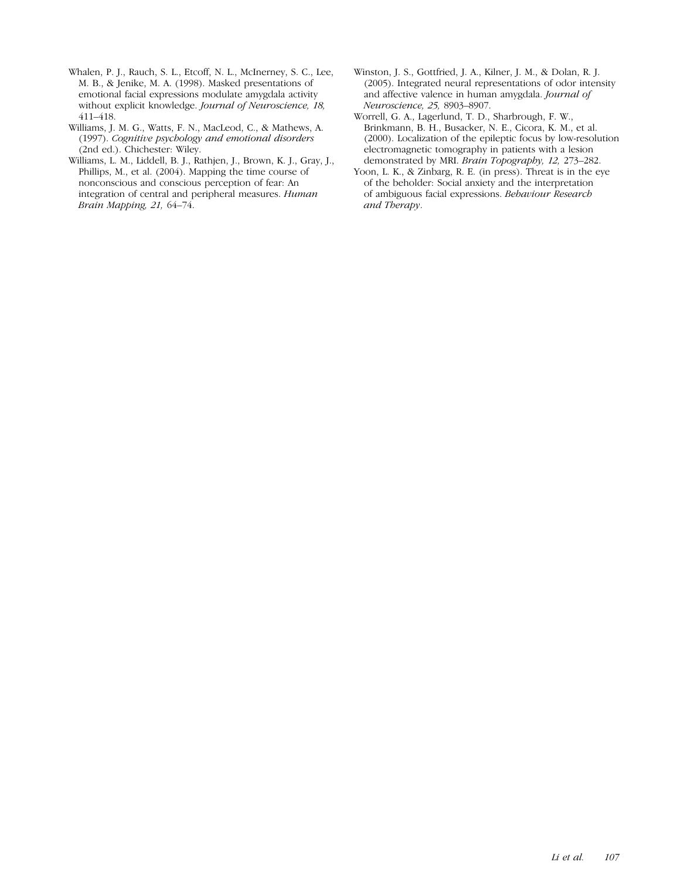Whalen, P. J., Rauch, S. L., Etcoff, N. L., McInerney, S. C., Lee, M. B., & Jenike, M. A. (1998). Masked presentations of emotional facial expressions modulate amygdala activity without explicit knowledge. *Journal of Neuroscience, 18,* 411–418.

Williams, J. M. G., Watts, F. N., MacLeod, C., & Mathews, A. (1997). *Cognitive psychology and emotional disorders* (2nd ed.). Chichester: Wiley.

Williams, L. M., Liddell, B. J., Rathjen, J., Brown, K. J., Gray, J., Phillips, M., et al. (2004). Mapping the time course of nonconscious and conscious perception of fear: An integration of central and peripheral measures. *Human Brain Mapping, 21,* 64–74.

Winston, J. S., Gottfried, J. A., Kilner, J. M., & Dolan, R. J. (2005). Integrated neural representations of odor intensity and affective valence in human amygdala. *Journal of Neuroscience, 25,* 8903–8907.

Worrell, G. A., Lagerlund, T. D., Sharbrough, F. W., Brinkmann, B. H., Busacker, N. E., Cicora, K. M., et al. (2000). Localization of the epileptic focus by low-resolution electromagnetic tomography in patients with a lesion demonstrated by MRI. *Brain Topography, 12,* 273–282.

Yoon, L. K., & Zinbarg, R. E. (in press). Threat is in the eye of the beholder: Social anxiety and the interpretation of ambiguous facial expressions. *Behaviour Research and Therapy*.